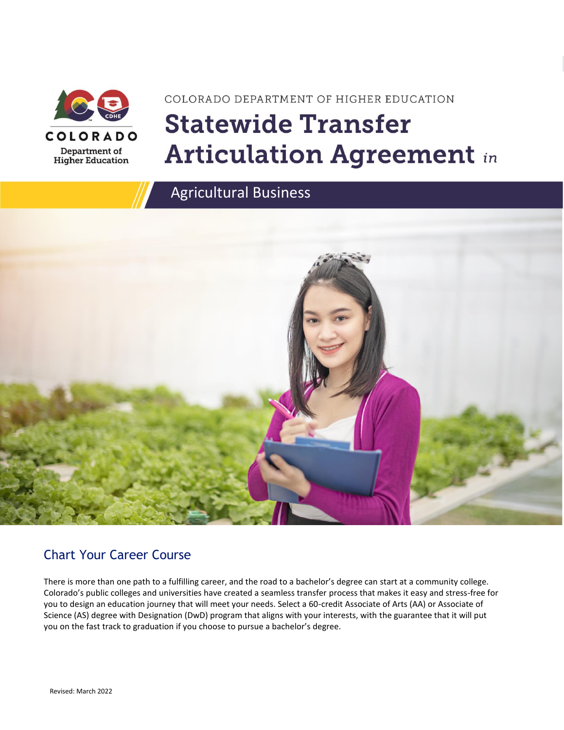COLORADO DEPARTMENT OF HIGHER EDUCATION

# Statewide Transfer Articulation Agreement *in*

## Agricultural Business

## Chart Your Career Course

There is more than one path to a fulfilling career, and the road to a bachelor's degree can start at a community college. Colorado's public colleges and universities have created a seamless transfer process that makes it easy and stress-free for you to design an education journey that will meet your needs. Select a 60-credit Associate of Arts (AA) or Associate of Science (AS) degree with Designation (DwD) program that aligns with your interests, with the guarantee that it will put you on the fast track to graduation if you choose to pursue a bachelor's degree.

Revised: March 2022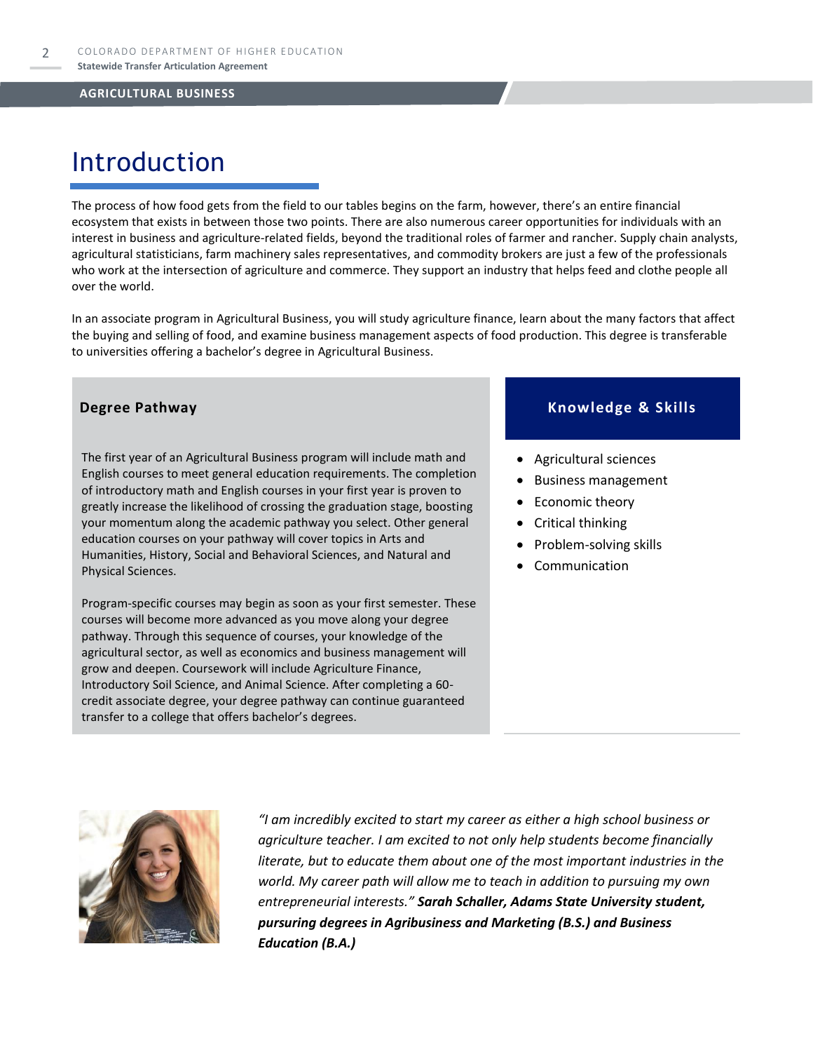## AGRICULTURAL BUSINESS

# Introduction

The process of how food gets from the field to our tables begins on the farm, however, there's an entire financial ecosystem that exists in between those two points. There are also numerous career opportunities for individuals with an interest in business and agriculture-related fields, beyond the traditional roles of farmer and rancher. Supply chain analysts, agricultural statisticians, farm machinery sales representatives, and commodity brokers are just a few of the professionals who work at the intersection of agriculture and commerce. They support an industry that helps feed and clothe people all over the world.

In an associate program in Agricultural Business, you will study agriculture finance, learn about the many factors that affect the buying and selling of food, and examine business management aspects of food production. This degree is transferable to universities offering a bachelor's degree in Agricultural Business.

### Degree Pathway

The first year of an Agricultural Business program will include math and English courses to meet general education requirements. The completion of introductory math and English courses in your first year is proven to greatly increase the likelihood of crossing the graduation stage, boosting your momentum along the academic pathway you select. Other general education courses on your pathway will cover topics in Arts and Humanities, History, Social and Behavioral Sciences, and Natural and Physical Sciences.

Program-specific courses may begin as soon as your first semester. These courses will become more advanced as you move along your degree pathway. Through this sequence of courses, your knowledge of the agricultural sector, as well as economics and business management will grow and deepen. Coursework will include Agriculture Finance, Introductory Soil Science, and Animal Science. After completing a 60-credit associate degree, your degree pathway can continue guaranteed transfer to a college that offers bachelor's degrees.

### Knowledge & Skills

- Agricultural sciences
- Business management
- Economic theory
- Critical thinking
- Problem-solving skills
- Communication

*"I am incredibly excited to start my career as either a high school business or agriculture teacher. I am excited to not only help students become financially literate, but to educate them about one of the most important industries in the world. My career path will allow me to teach in addition to pursuing my own entrepreneurial interests."* ***Sarah Schaller, Adams State University student, pursuring degrees in Agribusiness and Marketing (B.S.) and Business Education (B.A.)***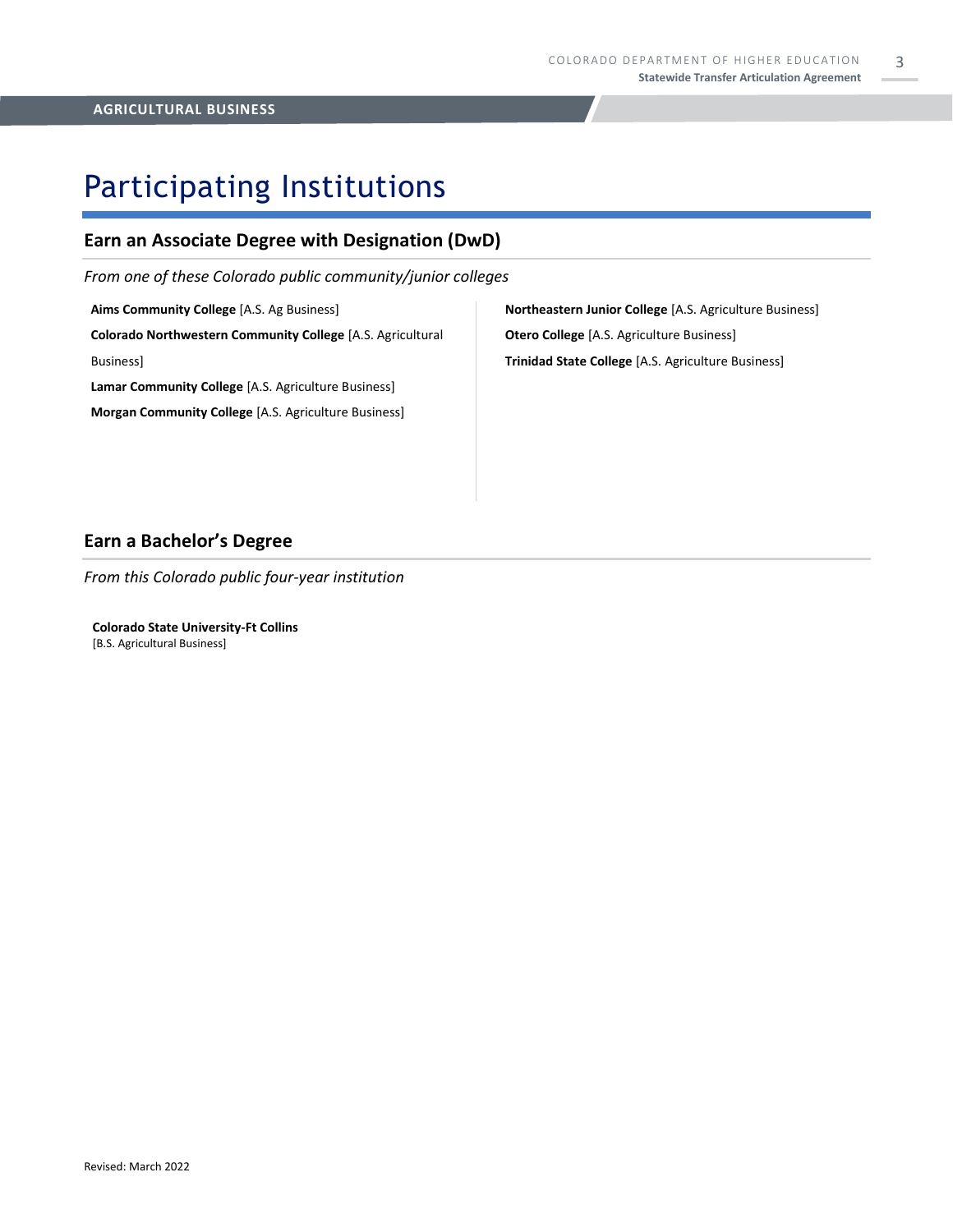# Participating Institutions

## Earn an Associate Degree with Designation (DwD)

*From one of these Colorado public community/junior colleges*

**Aims Community College** [A.S. Ag Business]

**Colorado Northwestern Community College** [A.S. Agricultural Business]

**Lamar Community College** [A.S. Agriculture Business]

**Morgan Community College** [A.S. Agriculture Business]

**Northeastern Junior College** [A.S. Agriculture Business]

**Otero College** [A.S. Agriculture Business]

**Trinidad State College** [A.S. Agriculture Business]

## Earn a Bachelor's Degree

*From this Colorado public four-year institution*

**Colorado State University-Ft Collins**
[B.S. Agricultural Business]

Revised: March 2022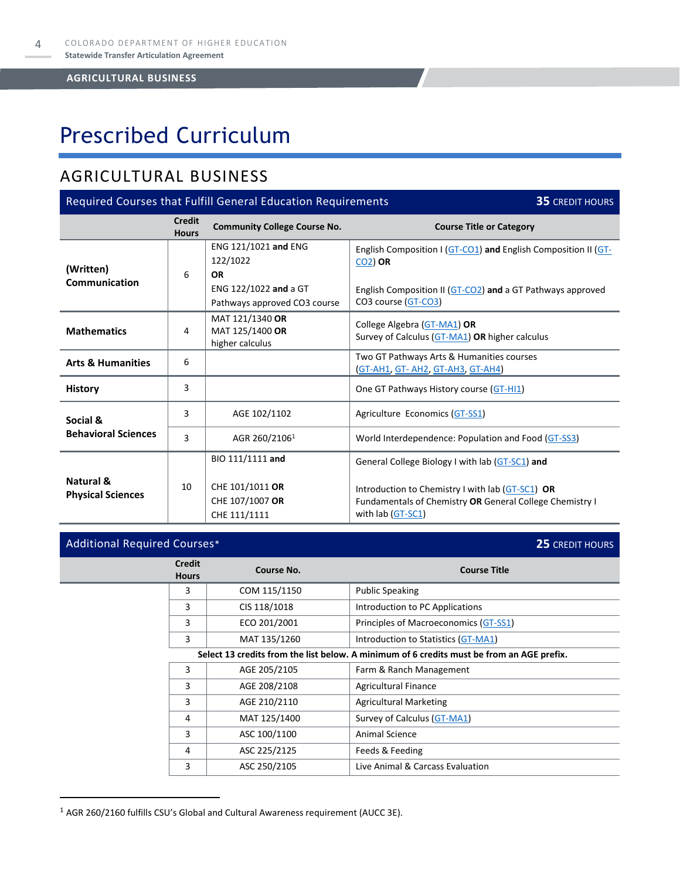# Prescribed Curriculum

## AGRICULTURAL BUSINESS

| Required Courses that Fulfill General Education Requirements | | | **35** CREDIT HOURS |
|---|---|---|---|
| | **Credit Hours** | **Community College Course No.** | **Course Title or Category** |
| **(Written) Communication** | 6 | ENG 121/1021 **and** ENG 122/1022 **OR** ENG 122/1022 **and** a GT Pathways approved CO3 course | English Composition I (GT-CO1) **and** English Composition II (GT-CO2) **OR** English Composition II (GT-CO2) **and** a GT Pathways approved CO3 course (GT-CO3) |
| **Mathematics** | 4 | MAT 121/1340 **OR** MAT 125/1400 **OR** higher calculus | College Algebra (GT-MA1) **OR** Survey of Calculus (GT-MA1) **OR** higher calculus |
| **Arts & Humanities** | 6 | | Two GT Pathways Arts & Humanities courses (GT-AH1, GT- AH2, GT-AH3, GT-AH4) |
| **History** | 3 | | One GT Pathways History course (GT-HI1) |
| **Social & Behavioral Sciences** | 3 | AGE 102/1102 | Agriculture Economics (GT-SS1) |
| | 3 | AGR 260/2106[1] | World Interdependence: Population and Food (GT-SS3) |
| **Natural & Physical Sciences** | 10 | BIO 111/1111 **and** CHE 101/1011 **OR** CHE 107/1007 **OR** CHE 111/1111 | General College Biology I with lab (GT-SC1) **and** Introduction to Chemistry I with lab (GT-SC1) **OR** Fundamentals of Chemistry **OR** General College Chemistry I with lab (GT-SC1) |

| Additional Required Courses* | | | **25** CREDIT HOURS |
|---|---|---|---|
| | **Credit Hours** | **Course No.** | **Course Title** |
| | 3 | COM 115/1150 | Public Speaking |
| | 3 | CIS 118/1018 | Introduction to PC Applications |
| | 3 | ECO 201/2001 | Principles of Macroeconomics (GT-SS1) |
| | 3 | MAT 135/1260 | Introduction to Statistics (GT-MA1) |
| | **Select 13 credits from the list below. A minimum of 6 credits must be from an AGE prefix.** | | |
| | 3 | AGE 205/2105 | Farm & Ranch Management |
| | 3 | AGE 208/2108 | Agricultural Finance |
| | 3 | AGE 210/2110 | Agricultural Marketing |
| | 4 | MAT 125/1400 | Survey of Calculus (GT-MA1) |
| | 3 | ASC 100/1100 | Animal Science |
| | 4 | ASC 225/2125 | Feeds & Feeding |
| | 3 | ASC 250/2105 | Live Animal & Carcass Evaluation |

[1] AGR 260/2160 fulfills CSU's Global and Cultural Awareness requirement (AUCC 3E).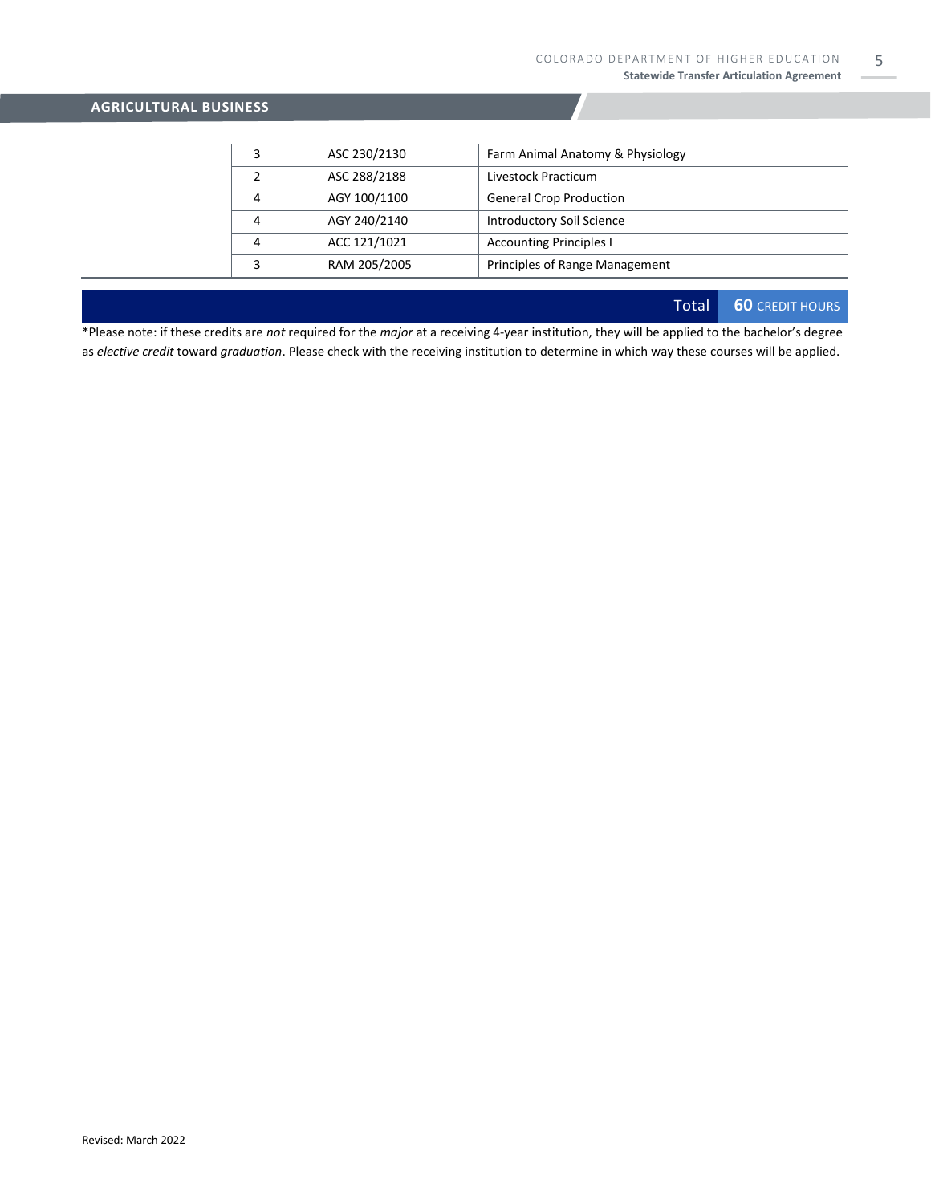## AGRICULTURAL BUSINESS

| | | | |
|---|---|---|---|
| | 3 | ASC 230/2130 | Farm Animal Anatomy & Physiology |
| | 2 | ASC 288/2188 | Livestock Practicum |
| | 4 | AGY 100/1100 | General Crop Production |
| | 4 | AGY 240/2140 | Introductory Soil Science |
| | 4 | ACC 121/1021 | Accounting Principles I |
| | 3 | RAM 205/2005 | Principles of Range Management |

**Total** **60** CREDIT HOURS

*Please note: if these credits are *not* required for the *major* at a receiving 4-year institution, they will be applied to the bachelor's degree as *elective credit* toward *graduation*. Please check with the receiving institution to determine in which way these courses will be applied.

Revised: March 2022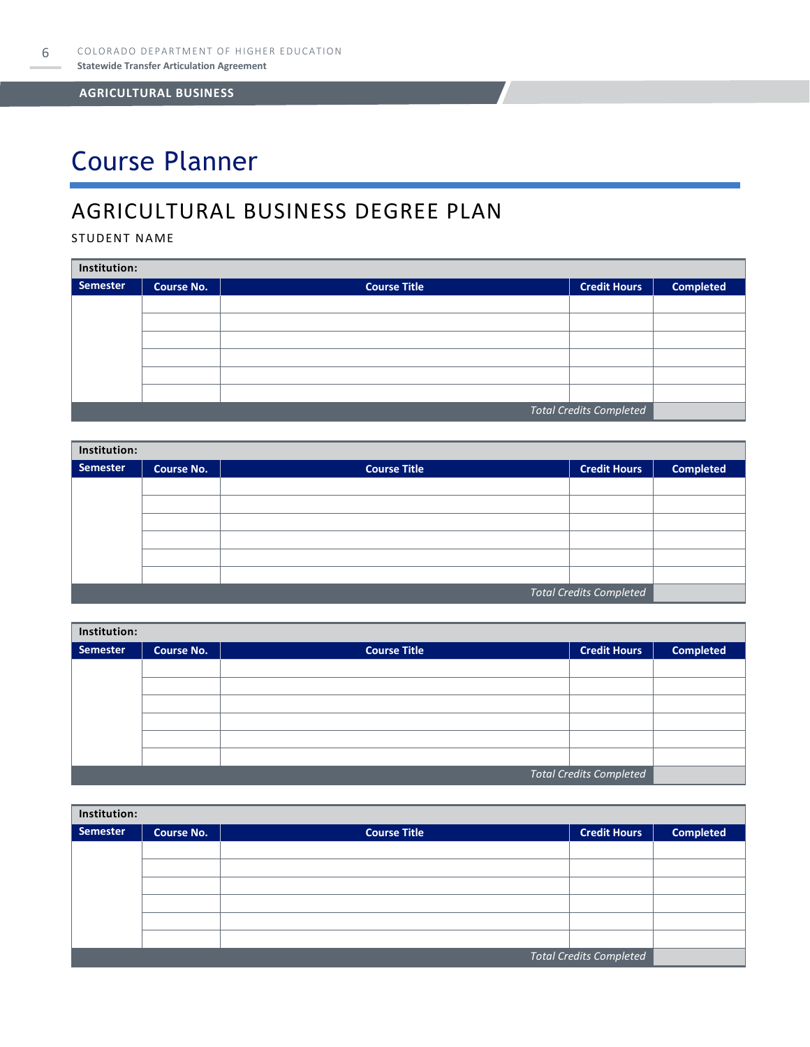# Course Planner

## AGRICULTURAL BUSINESS DEGREE PLAN

STUDENT NAME

| Institution: | | | | |
|---|---|---|---|---|
| **Semester** | **Course No.** | **Course Title** | **Credit Hours** | **Completed** |
| | | | | |
| | | | | |
| | | | | |
| | | | | |
| | | | | |
| | | | | |
| | | | *Total Credits Completed* | |

| Institution: | | | | |
|---|---|---|---|---|
| **Semester** | **Course No.** | **Course Title** | **Credit Hours** | **Completed** |
| | | | | |
| | | | | |
| | | | | |
| | | | | |
| | | | | |
| | | | | |
| | | | *Total Credits Completed* | |

| Institution: | | | | |
|---|---|---|---|---|
| **Semester** | **Course No.** | **Course Title** | **Credit Hours** | **Completed** |
| | | | | |
| | | | | |
| | | | | |
| | | | | |
| | | | | |
| | | | | |
| | | | *Total Credits Completed* | |

| Institution: | | | | |
|---|---|---|---|---|
| **Semester** | **Course No.** | **Course Title** | **Credit Hours** | **Completed** |
| | | | | |
| | | | | |
| | | | | |
| | | | | |
| | | | | |
| | | | | |
| | | | *Total Credits Completed* | |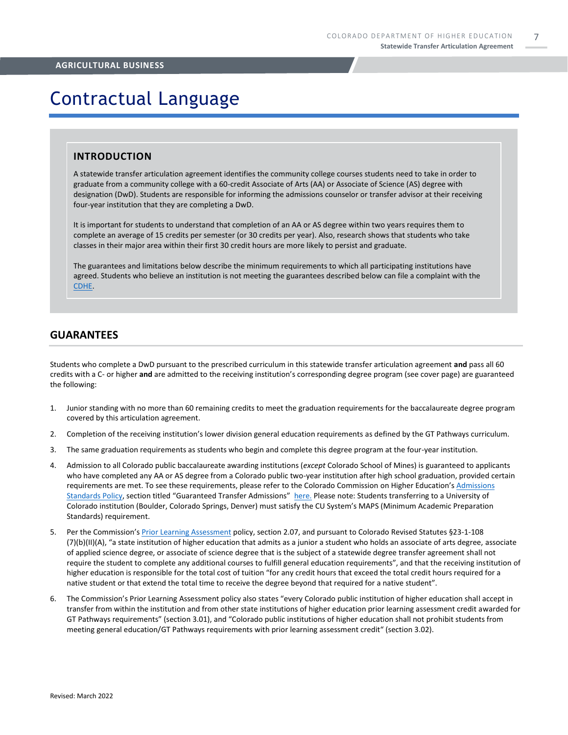AGRICULTURAL BUSINESS

# Contractual Language

## INTRODUCTION

A statewide transfer articulation agreement identifies the community college courses students need to take in order to graduate from a community college with a 60-credit Associate of Arts (AA) or Associate of Science (AS) degree with designation (DwD). Students are responsible for informing the admissions counselor or transfer advisor at their receiving four-year institution that they are completing a DwD.

It is important for students to understand that completion of an AA or AS degree within two years requires them to complete an average of 15 credits per semester (or 30 credits per year). Also, research shows that students who take classes in their major area within their first 30 credit hours are more likely to persist and graduate.

The guarantees and limitations below describe the minimum requirements to which all participating institutions have agreed. Students who believe an institution is not meeting the guarantees described below can file a complaint with the CDHE.

## GUARANTEES

Students who complete a DwD pursuant to the prescribed curriculum in this statewide transfer articulation agreement **and** pass all 60 credits with a C- or higher **and** are admitted to the receiving institution's corresponding degree program (see cover page) are guaranteed the following:

1. Junior standing with no more than 60 remaining credits to meet the graduation requirements for the baccalaureate degree program covered by this articulation agreement.
2. Completion of the receiving institution's lower division general education requirements as defined by the GT Pathways curriculum.
3. The same graduation requirements as students who begin and complete this degree program at the four-year institution.
4. Admission to all Colorado public baccalaureate awarding institutions (*except* Colorado School of Mines) is guaranteed to applicants who have completed any AA or AS degree from a Colorado public two-year institution after high school graduation, provided certain requirements are met. To see these requirements, please refer to the Colorado Commission on Higher Education's Admissions Standards Policy, section titled "Guaranteed Transfer Admissions" here. Please note: Students transferring to a University of Colorado institution (Boulder, Colorado Springs, Denver) must satisfy the CU System's MAPS (Minimum Academic Preparation Standards) requirement.
5. Per the Commission's Prior Learning Assessment policy, section 2.07, and pursuant to Colorado Revised Statutes §23-1-108 (7)(b)(II)(A), "a state institution of higher education that admits as a junior a student who holds an associate of arts degree, associate of applied science degree, or associate of science degree that is the subject of a statewide degree transfer agreement shall not require the student to complete any additional courses to fulfill general education requirements", and that the receiving institution of higher education is responsible for the total cost of tuition "for any credit hours that exceed the total credit hours required for a native student or that extend the total time to receive the degree beyond that required for a native student".
6. The Commission's Prior Learning Assessment policy also states "every Colorado public institution of higher education shall accept in transfer from within the institution and from other state institutions of higher education prior learning assessment credit awarded for GT Pathways requirements" (section 3.01), and "Colorado public institutions of higher education shall not prohibit students from meeting general education/GT Pathways requirements with prior learning assessment credit" (section 3.02).

Revised: March 2022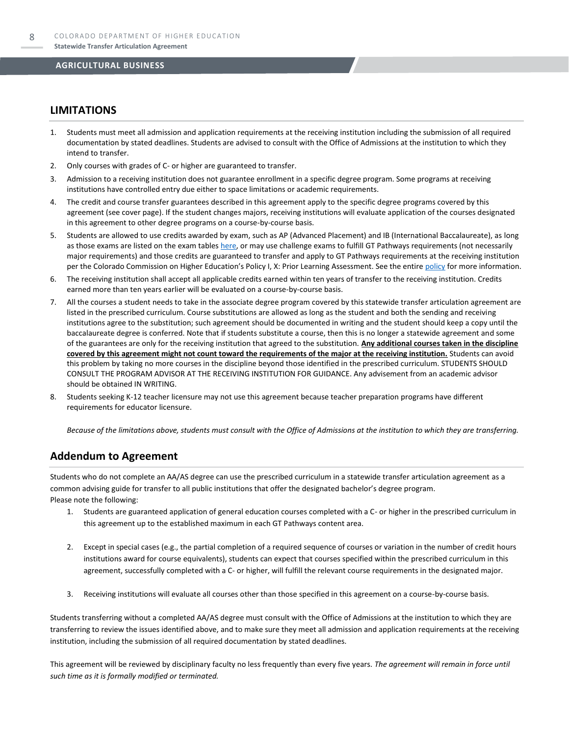## LIMITATIONS

1. Students must meet all admission and application requirements at the receiving institution including the submission of all required documentation by stated deadlines. Students are advised to consult with the Office of Admissions at the institution to which they intend to transfer.
2. Only courses with grades of C- or higher are guaranteed to transfer.
3. Admission to a receiving institution does not guarantee enrollment in a specific degree program. Some programs at receiving institutions have controlled entry due either to space limitations or academic requirements.
4. The credit and course transfer guarantees described in this agreement apply to the specific degree programs covered by this agreement (see cover page). If the student changes majors, receiving institutions will evaluate application of the courses designated in this agreement to other degree programs on a course-by-course basis.
5. Students are allowed to use credits awarded by exam, such as AP (Advanced Placement) and IB (International Baccalaureate), as long as those exams are listed on the exam tables here, or may use challenge exams to fulfill GT Pathways requirements (not necessarily major requirements) and those credits are guaranteed to transfer and apply to GT Pathways requirements at the receiving institution per the Colorado Commission on Higher Education's Policy I, X: Prior Learning Assessment. See the entire policy for more information.
6. The receiving institution shall accept all applicable credits earned within ten years of transfer to the receiving institution. Credits earned more than ten years earlier will be evaluated on a course-by-course basis.
7. All the courses a student needs to take in the associate degree program covered by this statewide transfer articulation agreement are listed in the prescribed curriculum. Course substitutions are allowed as long as the student and both the sending and receiving institutions agree to the substitution; such agreement should be documented in writing and the student should keep a copy until the baccalaureate degree is conferred. Note that if students substitute a course, then this is no longer a statewide agreement and some of the guarantees are only for the receiving institution that agreed to the substitution. **Any additional courses taken in the discipline covered by this agreement might not count toward the requirements of the major at the receiving institution.** Students can avoid this problem by taking no more courses in the discipline beyond those identified in the prescribed curriculum. STUDENTS SHOULD CONSULT THE PROGRAM ADVISOR AT THE RECEIVING INSTITUTION FOR GUIDANCE. Any advisement from an academic advisor should be obtained IN WRITING.
8. Students seeking K-12 teacher licensure may not use this agreement because teacher preparation programs have different requirements for educator licensure.

*Because of the limitations above, students must consult with the Office of Admissions at the institution to which they are transferring.*

## Addendum to Agreement

Students who do not complete an AA/AS degree can use the prescribed curriculum in a statewide transfer articulation agreement as a common advising guide for transfer to all public institutions that offer the designated bachelor's degree program.
Please note the following:

1. Students are guaranteed application of general education courses completed with a C- or higher in the prescribed curriculum in this agreement up to the established maximum in each GT Pathways content area.
2. Except in special cases (e.g., the partial completion of a required sequence of courses or variation in the number of credit hours institutions award for course equivalents), students can expect that courses specified within the prescribed curriculum in this agreement, successfully completed with a C- or higher, will fulfill the relevant course requirements in the designated major.
3. Receiving institutions will evaluate all courses other than those specified in this agreement on a course-by-course basis.

Students transferring without a completed AA/AS degree must consult with the Office of Admissions at the institution to which they are transferring to review the issues identified above, and to make sure they meet all admission and application requirements at the receiving institution, including the submission of all required documentation by stated deadlines.

This agreement will be reviewed by disciplinary faculty no less frequently than every five years. *The agreement will remain in force until such time as it is formally modified or terminated.*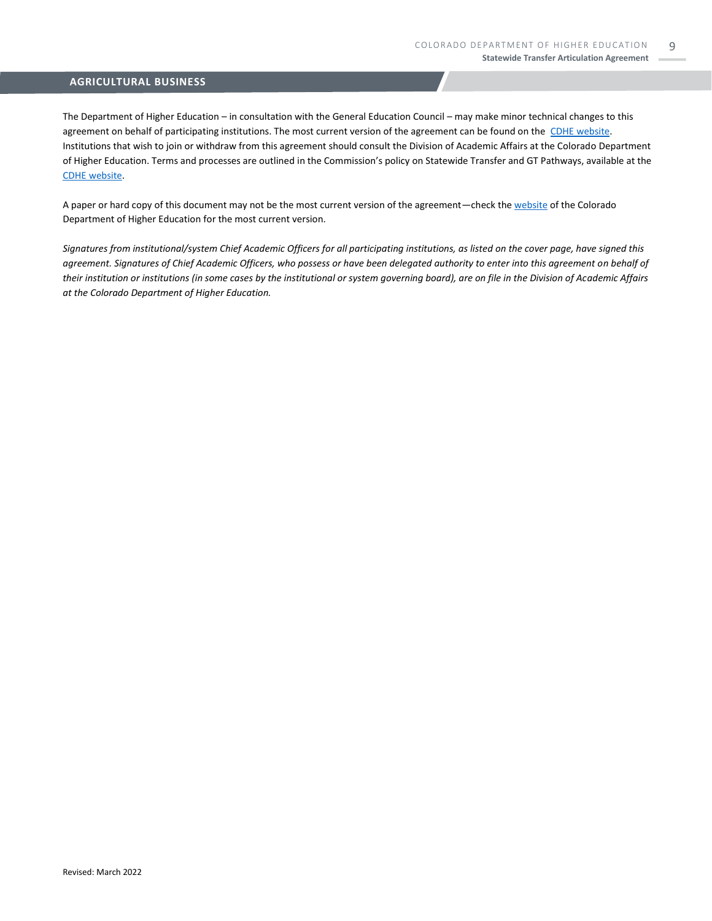## AGRICULTURAL BUSINESS

The Department of Higher Education – in consultation with the General Education Council – may make minor technical changes to this agreement on behalf of participating institutions. The most current version of the agreement can be found on the [CDHE website](). Institutions that wish to join or withdraw from this agreement should consult the Division of Academic Affairs at the Colorado Department of Higher Education. Terms and processes are outlined in the Commission's policy on Statewide Transfer and GT Pathways, available at the [CDHE website]().

A paper or hard copy of this document may not be the most current version of the agreement—check the [website]() of the Colorado Department of Higher Education for the most current version.

*Signatures from institutional/system Chief Academic Officers for all participating institutions, as listed on the cover page, have signed this agreement. Signatures of Chief Academic Officers, who possess or have been delegated authority to enter into this agreement on behalf of their institution or institutions (in some cases by the institutional or system governing board), are on file in the Division of Academic Affairs at the Colorado Department of Higher Education.*

Revised: March 2022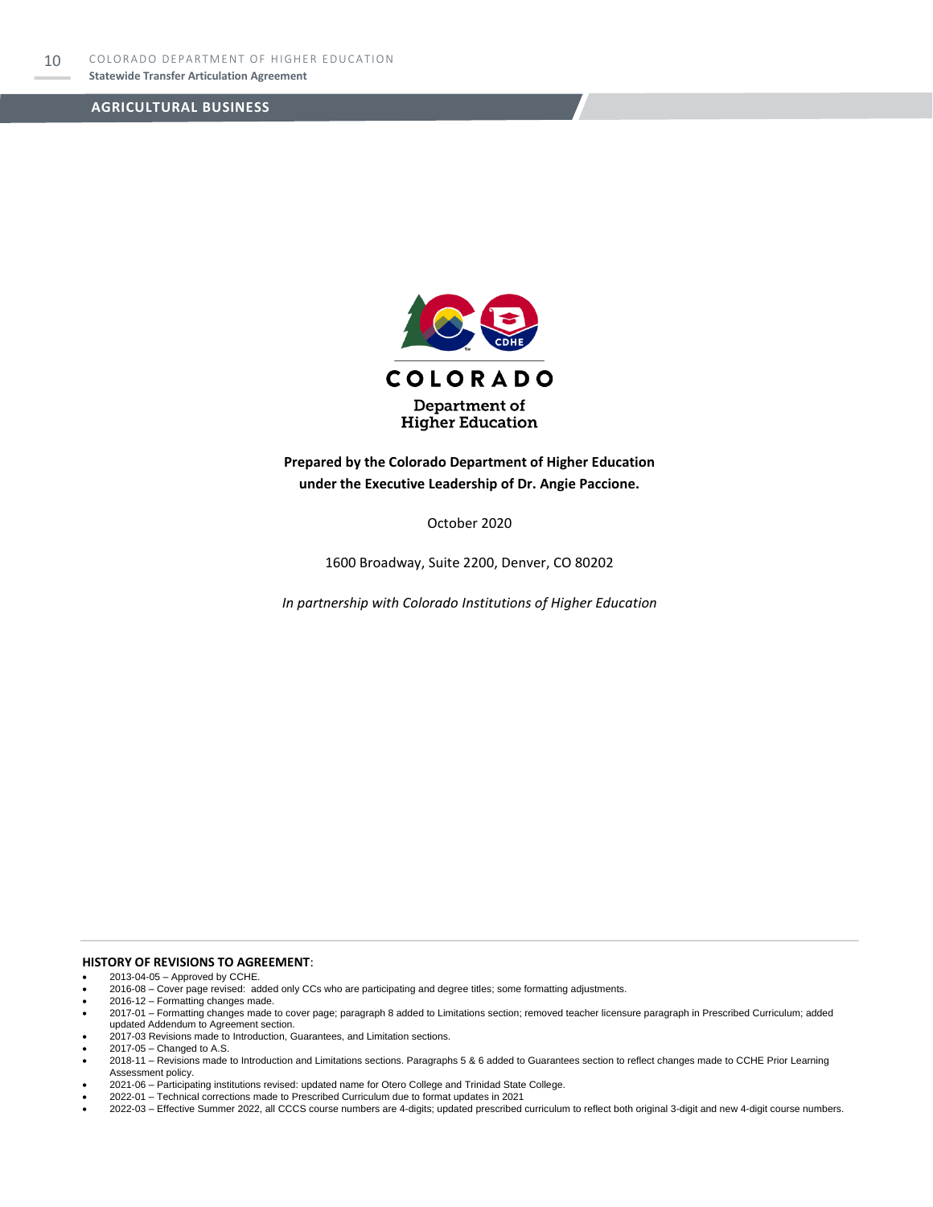COLORADO

Department of Higher Education

**Prepared by the Colorado Department of Higher Education under the Executive Leadership of Dr. Angie Paccione.**

October 2020

1600 Broadway, Suite 2200, Denver, CO 80202

*In partnership with Colorado Institutions of Higher Education*

**HISTORY OF REVISIONS TO AGREEMENT**:

- 2013-04-05 – Approved by CCHE.
- 2016-08 – Cover page revised: added only CCs who are participating and degree titles; some formatting adjustments.
- 2016-12 – Formatting changes made.
- 2017-01 – Formatting changes made to cover page; paragraph 8 added to Limitations section; removed teacher licensure paragraph in Prescribed Curriculum; added updated Addendum to Agreement section.
- 2017-03 Revisions made to Introduction, Guarantees, and Limitation sections.
- 2017-05 – Changed to A.S.
- 2018-11 – Revisions made to Introduction and Limitations sections. Paragraphs 5 & 6 added to Guarantees section to reflect changes made to CCHE Prior Learning Assessment policy.
- 2021-06 – Participating institutions revised: updated name for Otero College and Trinidad State College.
- 2022-01 – Technical corrections made to Prescribed Curriculum due to format updates in 2021
- 2022-03 – Effective Summer 2022, all CCCS course numbers are 4-digits; updated prescribed curriculum to reflect both original 3-digit and new 4-digit course numbers.